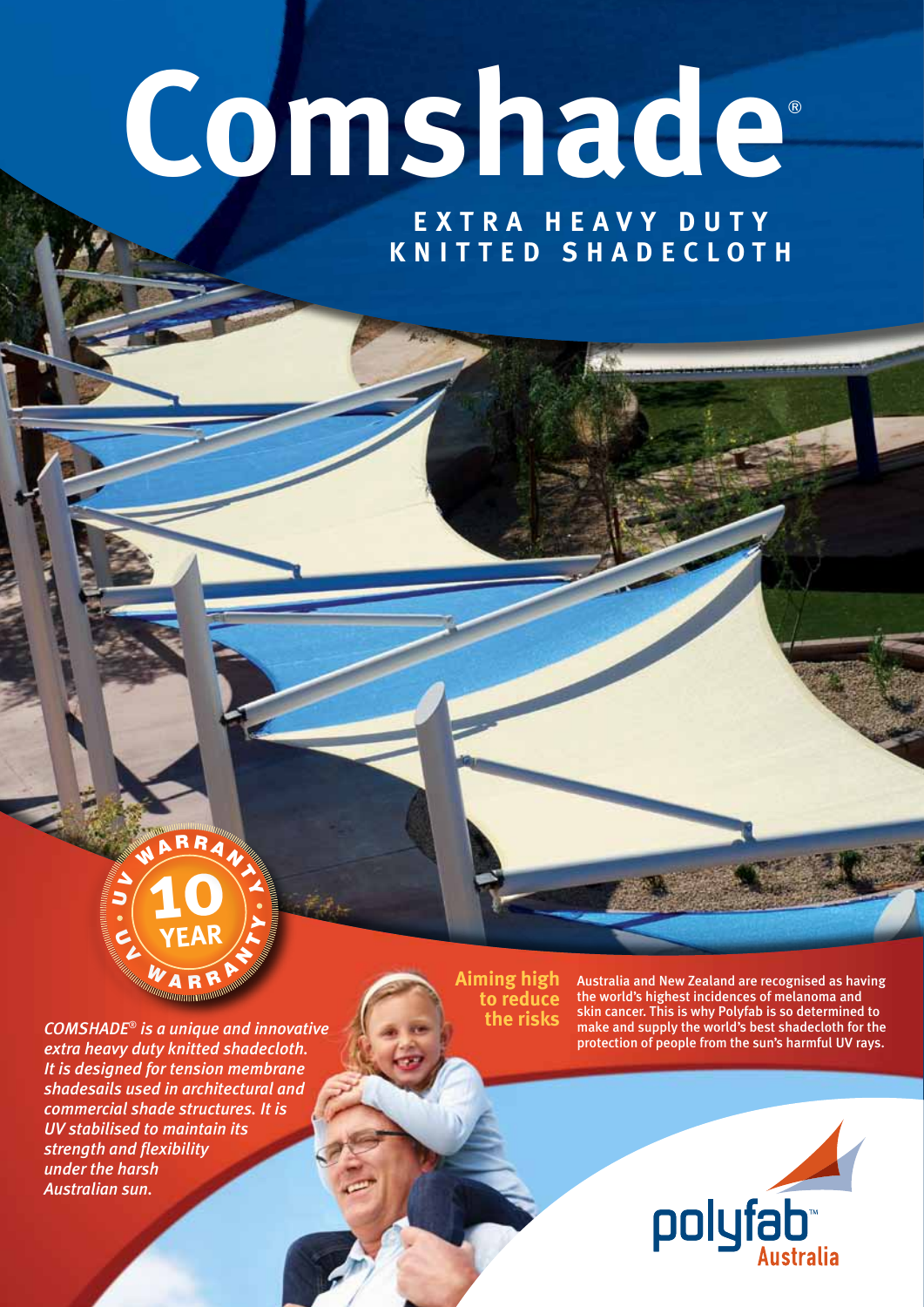# Comshade®

## EXTRA HEAVY DUTY KNITTED SHADECLOTH

UV WARRANTY 10 YEAR UV WARRANTY

*COMSHADE® is a unique and innovative extra heavy duty knitted shadecloth. It is designed for tension membrane shadesails used in architectural and commercial shade structures. It is UV stabilised to maintain its strength and flexibility under the harsh Australian sun.*

**Aiming high to reduce the risks**

Australia and New Zealand are recognised as having the world's highest incidences of melanoma and skin cancer. This is why Polyfab is so determined to make and supply the world's best shadecloth for the protection of people from the sun's harmful UV rays.

polyfab™ Australia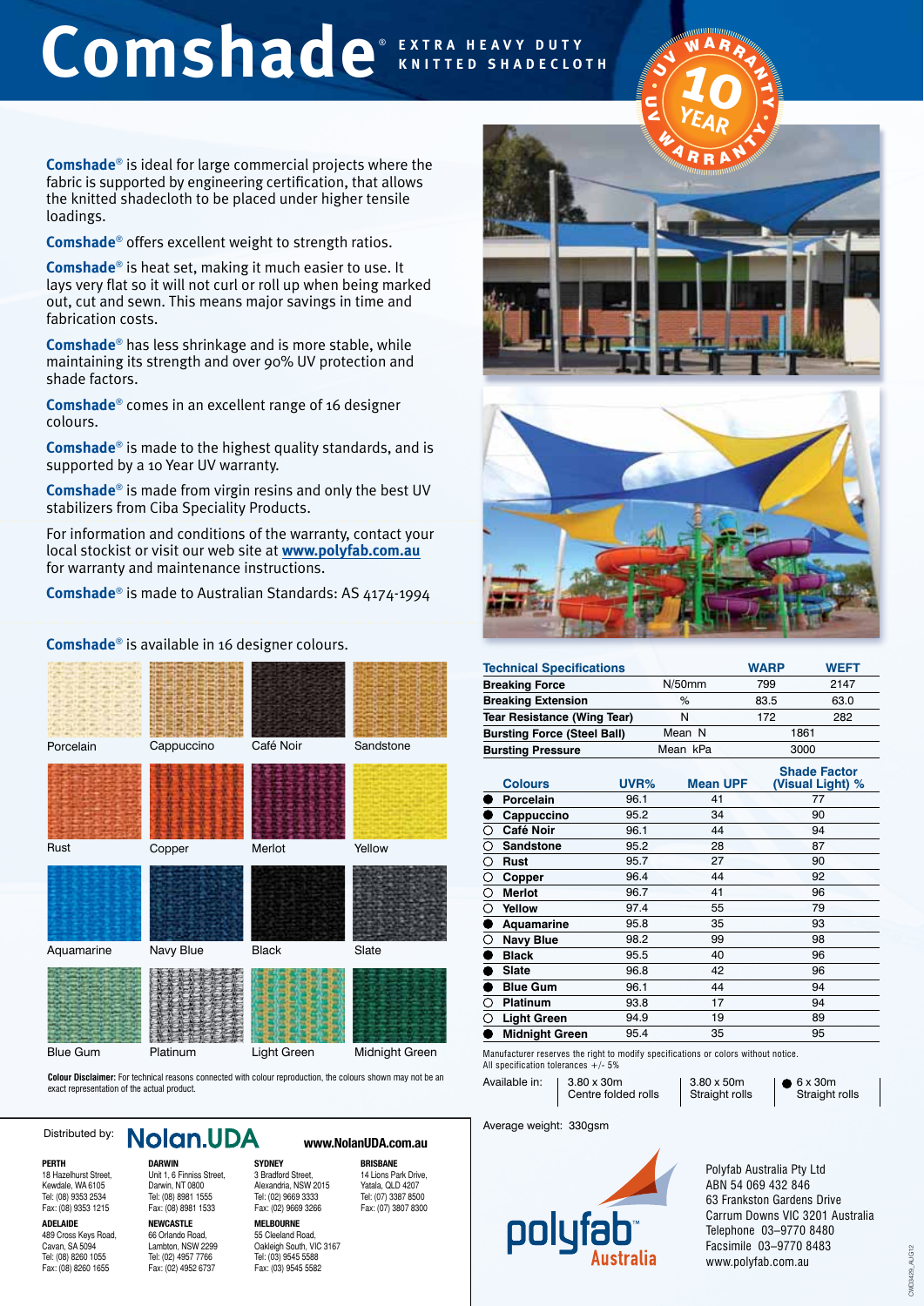# Comshade® EXTRA HEAVY DUTY KNITTED SHADECLOTH

UV WARRANTY 10 YEAR WARRANTY

**Comshade®** is ideal for large commercial projects where the fabric is supported by engineering certification, that allows the knitted shadecloth to be placed under higher tensile loadings.

**Comshade®** offers excellent weight to strength ratios.

**Comshade®** is heat set, making it much easier to use. It lays very flat so it will not curl or roll up when being marked out, cut and sewn. This means major savings in time and fabrication costs.

**Comshade®** has less shrinkage and is more stable, while maintaining its strength and over 90% UV protection and shade factors.

**Comshade®** comes in an excellent range of 16 designer colours.

**Comshade®** is made to the highest quality standards, and is supported by a 10 Year UV warranty.

**Comshade®** is made from virgin resins and only the best UV stabilizers from Ciba Speciality Products.

For information and conditions of the warranty, contact your local stockist or visit our web site at **www.polyfab.com.au** for warranty and maintenance instructions.

**Comshade®** is made to Australian Standards: AS 4174-1994

**Comshade®** is available in 16 designer colours.

Porcelain, Cappuccino, Café Noir, Sandstone, Rust, Copper, Merlot, Yellow, Aquamarine, Navy Blue, Black, Slate, Blue Gum, Platinum, Light Green, Midnight Green

**Colour Disclaimer:** For technical reasons connected with colour reproduction, the colours shown may not be an exact representation of the actual product.

| Technical Specifications | | WARP | WEFT |
|---|---|---|---|
| Breaking Force | N/50mm | 799 | 2147 |
| Breaking Extension | % | 83.5 | 63.0 |
| Tear Resistance (Wing Tear) | N | 172 | 282 |
| Bursting Force (Steel Ball) | Mean N | 1861 | |
| Bursting Pressure | Mean kPa | 3000 | |

| | Colours | UVR% | Mean UPF | Shade Factor (Visual Light) % |
|---|---|---|---|---|
| ● | Porcelain | 96.1 | 41 | 77 |
| ● | Cappuccino | 95.2 | 34 | 90 |
| ○ | Café Noir | 96.1 | 44 | 94 |
| ○ | Sandstone | 95.2 | 28 | 87 |
| ○ | Rust | 95.7 | 27 | 90 |
| ○ | Copper | 96.4 | 44 | 92 |
| ○ | Merlot | 96.7 | 41 | 96 |
| ○ | Yellow | 97.4 | 55 | 79 |
| ● | Aquamarine | 95.8 | 35 | 93 |
| ○ | Navy Blue | 98.2 | 99 | 98 |
| ● | Black | 95.5 | 40 | 96 |
| ● | Slate | 96.8 | 42 | 96 |
| ● | Blue Gum | 96.1 | 44 | 94 |
| ○ | Platinum | 93.8 | 17 | 94 |
| ○ | Light Green | 94.9 | 19 | 89 |
| ● | Midnight Green | 95.4 | 35 | 95 |

Manufacturer reserves the right to modify specifications or colors without notice.
All specification tolerances +/- 5%

Available in: ○ 3.80 x 30m Centre folded rolls | 3.80 x 50m Straight rolls | ● 6 x 30m Straight rolls

Average weight: 330gsm

Distributed by: **Nolan.UDA** www.NolanUDA.com.au

**PERTH**
18 Hazelhurst Street, Kewdale, WA 6105
Tel: (08) 9353 2534
Fax: (08) 9353 1215

**ADELAIDE**
489 Cross Keys Road, Cavan, SA 5094
Tel: (08) 8260 1055
Fax: (08) 8260 1655

**DARWIN**
Unit 1, 6 Finniss Street, Darwin, NT 0800
Tel: (08) 8981 1555
Fax: (08) 8981 1533

**NEWCASTLE**
66 Orlando Road, Lambton, NSW 2299
Tel: (02) 4957 7766
Fax: (02) 4952 6737

**SYDNEY**
3 Bradford Street, Alexandria, NSW 2015
Tel: (02) 9669 3333
Fax: (02) 9669 3266

**MELBOURNE**
55 Cleeland Road, Oakleigh South, VIC 3167
Tel: (03) 9545 5588
Fax: (03) 9545 5582

**BRISBANE**
14 Lions Park Drive, Yatala, QLD 4207
Tel: (07) 3387 8500
Fax: (07) 3807 8300

polyfab Australia

Polyfab Australia Pty Ltd
ABN 54 069 432 846
63 Frankston Gardens Drive
Carrum Downs VIC 3201 Australia
Telephone 03–9770 8480
Facsimile 03–9770 8483
www.polyfab.com.au